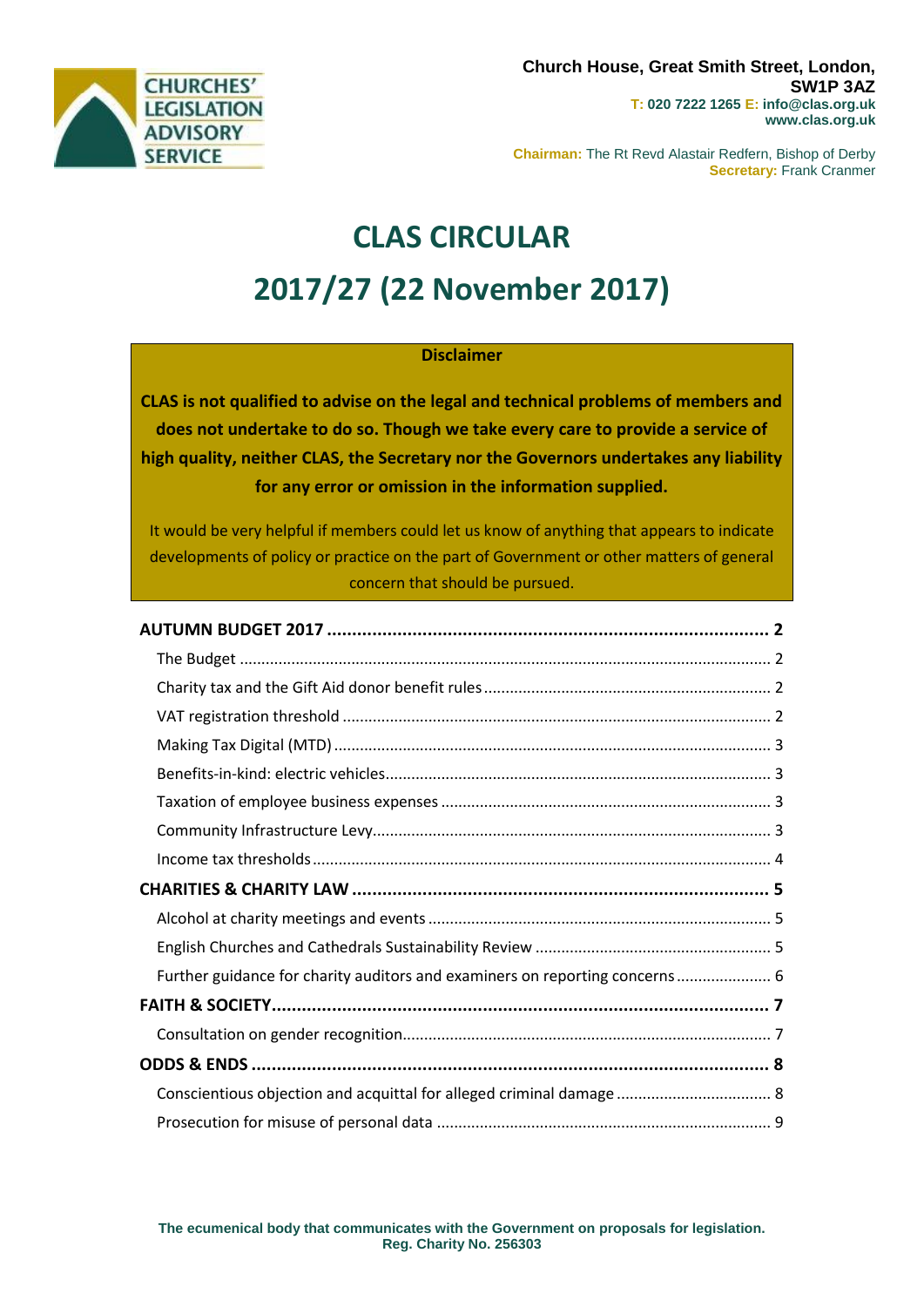CHURCHES' LEGISLATION ADVISORY SERVICE

**Church House, Great Smith Street, London, SW1P 3AZ**
**T: 020 7222 1265 E: info@clas.org.uk**
**www.clas.org.uk**

**Chairman:** The Rt Revd Alastair Redfern, Bishop of Derby
**Secretary:** Frank Cranmer

# CLAS CIRCULAR

# 2017/27 (22 November 2017)

**Disclaimer**

**CLAS is not qualified to advise on the legal and technical problems of members and does not undertake to do so. Though we take every care to provide a service of high quality, neither CLAS, the Secretary nor the Governors undertakes any liability for any error or omission in the information supplied.**

It would be very helpful if members could let us know of anything that appears to indicate developments of policy or practice on the part of Government or other matters of general concern that should be pursued.

**AUTUMN BUDGET 2017** ..... 2
- The Budget ..... 2
- Charity tax and the Gift Aid donor benefit rules ..... 2
- VAT registration threshold ..... 2
- Making Tax Digital (MTD) ..... 3
- Benefits-in-kind: electric vehicles ..... 3
- Taxation of employee business expenses ..... 3
- Community Infrastructure Levy ..... 3
- Income tax thresholds ..... 4

**CHARITIES & CHARITY LAW** ..... 5
- Alcohol at charity meetings and events ..... 5
- English Churches and Cathedrals Sustainability Review ..... 5
- Further guidance for charity auditors and examiners on reporting concerns ..... 6

**FAITH & SOCIETY** ..... 7
- Consultation on gender recognition ..... 7

**ODDS & ENDS** ..... 8
- Conscientious objection and acquittal for alleged criminal damage ..... 8
- Prosecution for misuse of personal data ..... 9

**The ecumenical body that communicates with the Government on proposals for legislation.**
**Reg. Charity No. 256303**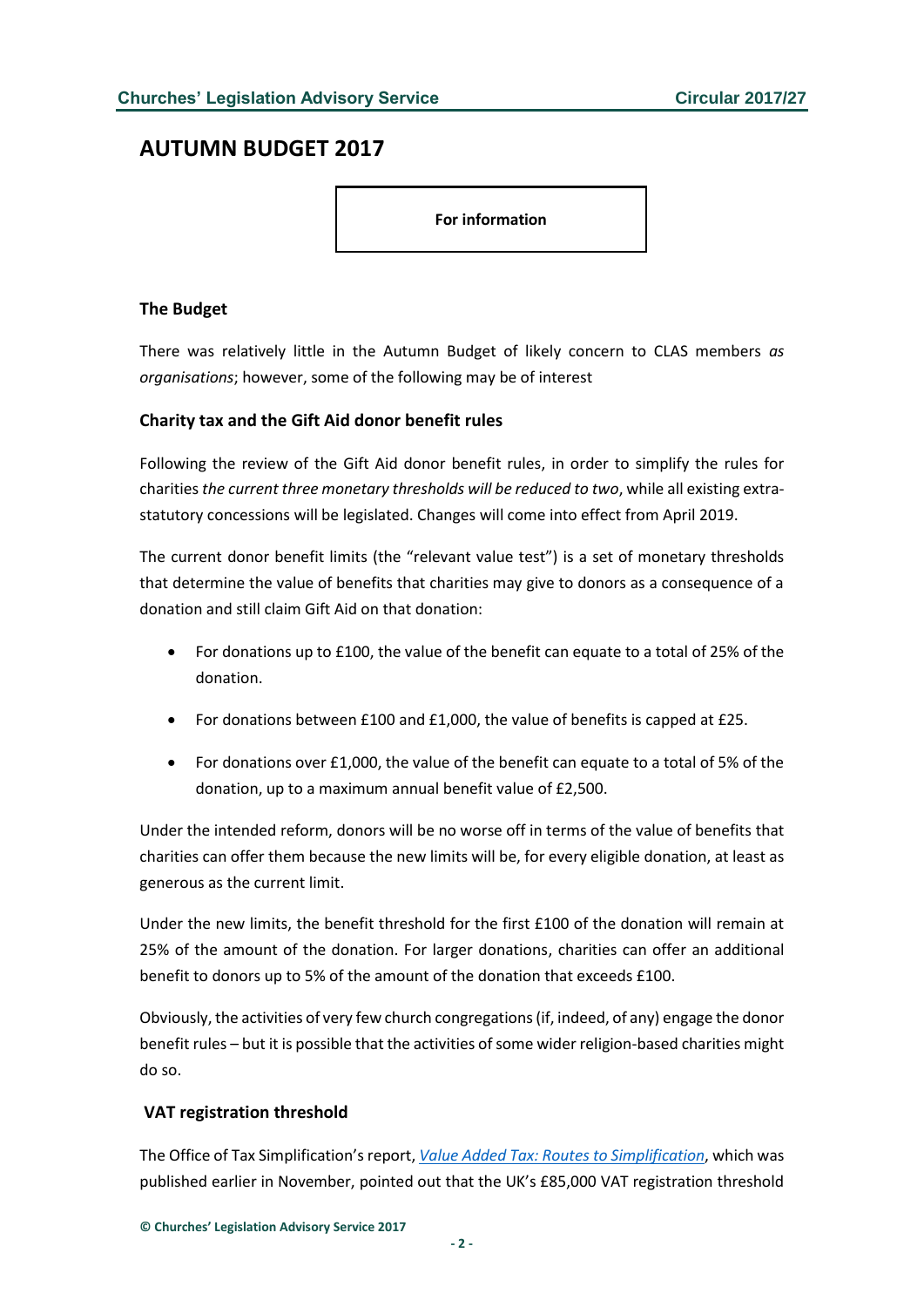# AUTUMN BUDGET 2017

**For information**

### The Budget

There was relatively little in the Autumn Budget of likely concern to CLAS members *as organisations*; however, some of the following may be of interest

### Charity tax and the Gift Aid donor benefit rules

Following the review of the Gift Aid donor benefit rules, in order to simplify the rules for charities *the current three monetary thresholds will be reduced to two*, while all existing extra-statutory concessions will be legislated. Changes will come into effect from April 2019.

The current donor benefit limits (the "relevant value test") is a set of monetary thresholds that determine the value of benefits that charities may give to donors as a consequence of a donation and still claim Gift Aid on that donation:

- For donations up to £100, the value of the benefit can equate to a total of 25% of the donation.
- For donations between £100 and £1,000, the value of benefits is capped at £25.
- For donations over £1,000, the value of the benefit can equate to a total of 5% of the donation, up to a maximum annual benefit value of £2,500.

Under the intended reform, donors will be no worse off in terms of the value of benefits that charities can offer them because the new limits will be, for every eligible donation, at least as generous as the current limit.

Under the new limits, the benefit threshold for the first £100 of the donation will remain at 25% of the amount of the donation. For larger donations, charities can offer an additional benefit to donors up to 5% of the amount of the donation that exceeds £100.

Obviously, the activities of very few church congregations (if, indeed, of any) engage the donor benefit rules – but it is possible that the activities of some wider religion-based charities might do so.

### VAT registration threshold

The Office of Tax Simplification's report, *Value Added Tax: Routes to Simplification*, which was published earlier in November, pointed out that the UK's £85,000 VAT registration threshold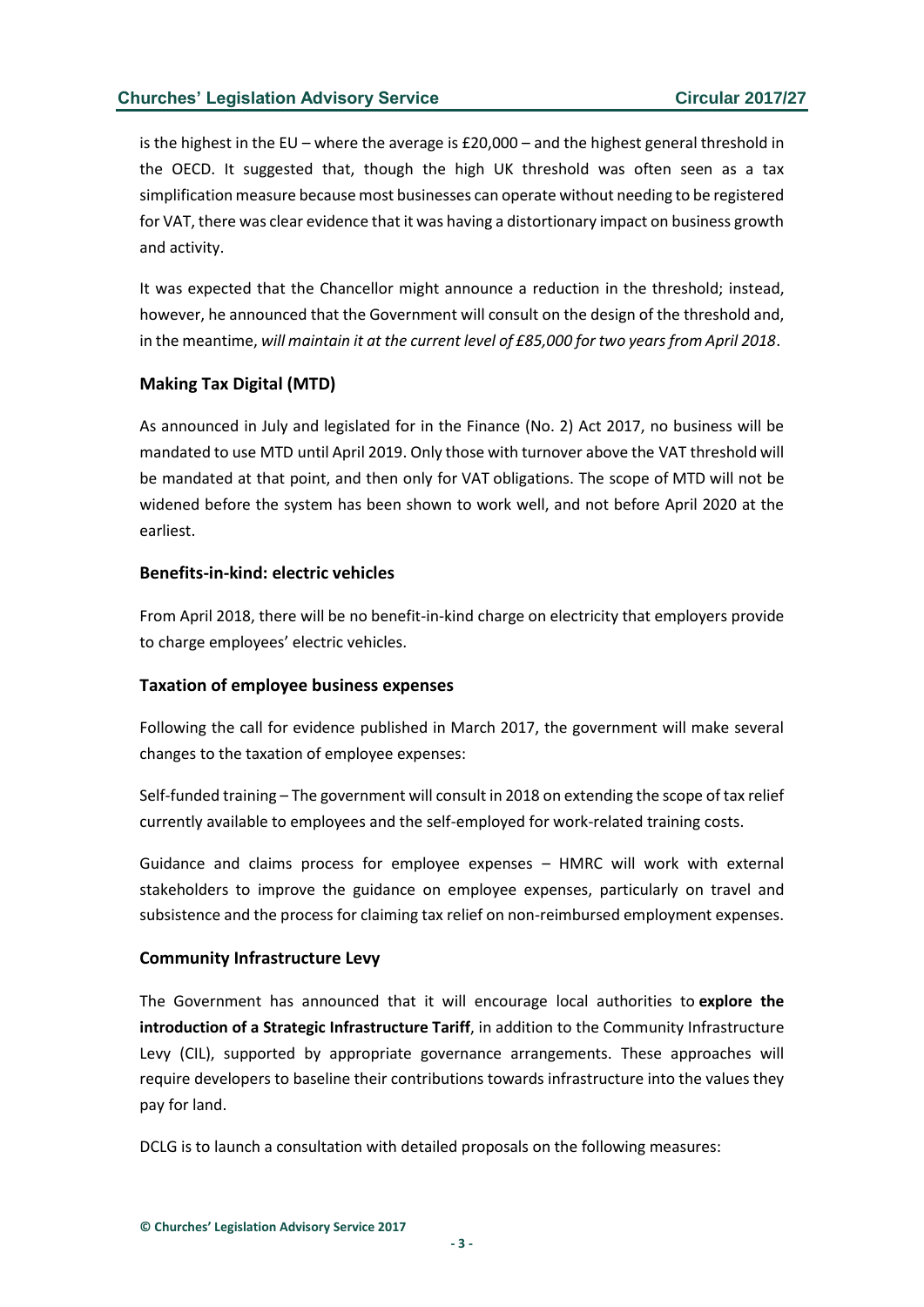is the highest in the EU – where the average is £20,000 – and the highest general threshold in the OECD. It suggested that, though the high UK threshold was often seen as a tax simplification measure because most businesses can operate without needing to be registered for VAT, there was clear evidence that it was having a distortionary impact on business growth and activity.

It was expected that the Chancellor might announce a reduction in the threshold; instead, however, he announced that the Government will consult on the design of the threshold and, in the meantime, *will maintain it at the current level of £85,000 for two years from April 2018*.

### Making Tax Digital (MTD)

As announced in July and legislated for in the Finance (No. 2) Act 2017, no business will be mandated to use MTD until April 2019. Only those with turnover above the VAT threshold will be mandated at that point, and then only for VAT obligations. The scope of MTD will not be widened before the system has been shown to work well, and not before April 2020 at the earliest.

### Benefits-in-kind: electric vehicles

From April 2018, there will be no benefit-in-kind charge on electricity that employers provide to charge employees' electric vehicles.

### Taxation of employee business expenses

Following the call for evidence published in March 2017, the government will make several changes to the taxation of employee expenses:

Self-funded training – The government will consult in 2018 on extending the scope of tax relief currently available to employees and the self-employed for work-related training costs.

Guidance and claims process for employee expenses – HMRC will work with external stakeholders to improve the guidance on employee expenses, particularly on travel and subsistence and the process for claiming tax relief on non-reimbursed employment expenses.

### Community Infrastructure Levy

The Government has announced that it will encourage local authorities to **explore the introduction of a Strategic Infrastructure Tariff**, in addition to the Community Infrastructure Levy (CIL), supported by appropriate governance arrangements. These approaches will require developers to baseline their contributions towards infrastructure into the values they pay for land.

DCLG is to launch a consultation with detailed proposals on the following measures: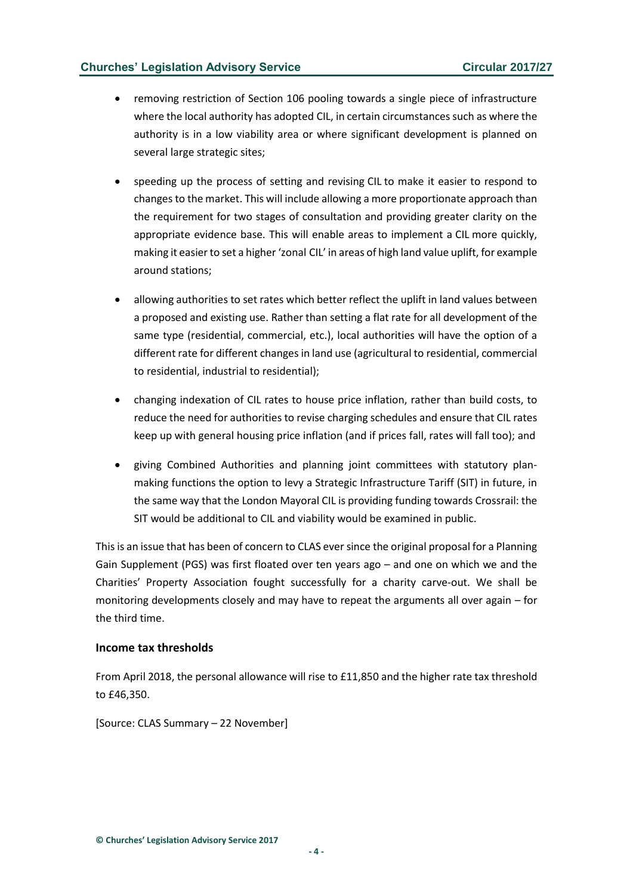- removing restriction of Section 106 pooling towards a single piece of infrastructure where the local authority has adopted CIL, in certain circumstances such as where the authority is in a low viability area or where significant development is planned on several large strategic sites;

- speeding up the process of setting and revising CIL to make it easier to respond to changes to the market. This will include allowing a more proportionate approach than the requirement for two stages of consultation and providing greater clarity on the appropriate evidence base. This will enable areas to implement a CIL more quickly, making it easier to set a higher 'zonal CIL' in areas of high land value uplift, for example around stations;

- allowing authorities to set rates which better reflect the uplift in land values between a proposed and existing use. Rather than setting a flat rate for all development of the same type (residential, commercial, etc.), local authorities will have the option of a different rate for different changes in land use (agricultural to residential, commercial to residential, industrial to residential);

- changing indexation of CIL rates to house price inflation, rather than build costs, to reduce the need for authorities to revise charging schedules and ensure that CIL rates keep up with general housing price inflation (and if prices fall, rates will fall too); and

- giving Combined Authorities and planning joint committees with statutory plan-making functions the option to levy a Strategic Infrastructure Tariff (SIT) in future, in the same way that the London Mayoral CIL is providing funding towards Crossrail: the SIT would be additional to CIL and viability would be examined in public.

This is an issue that has been of concern to CLAS ever since the original proposal for a Planning Gain Supplement (PGS) was first floated over ten years ago – and one on which we and the Charities' Property Association fought successfully for a charity carve-out. We shall be monitoring developments closely and may have to repeat the arguments all over again – for the third time.

### Income tax thresholds

From April 2018, the personal allowance will rise to £11,850 and the higher rate tax threshold to £46,350.

[Source: CLAS Summary – 22 November]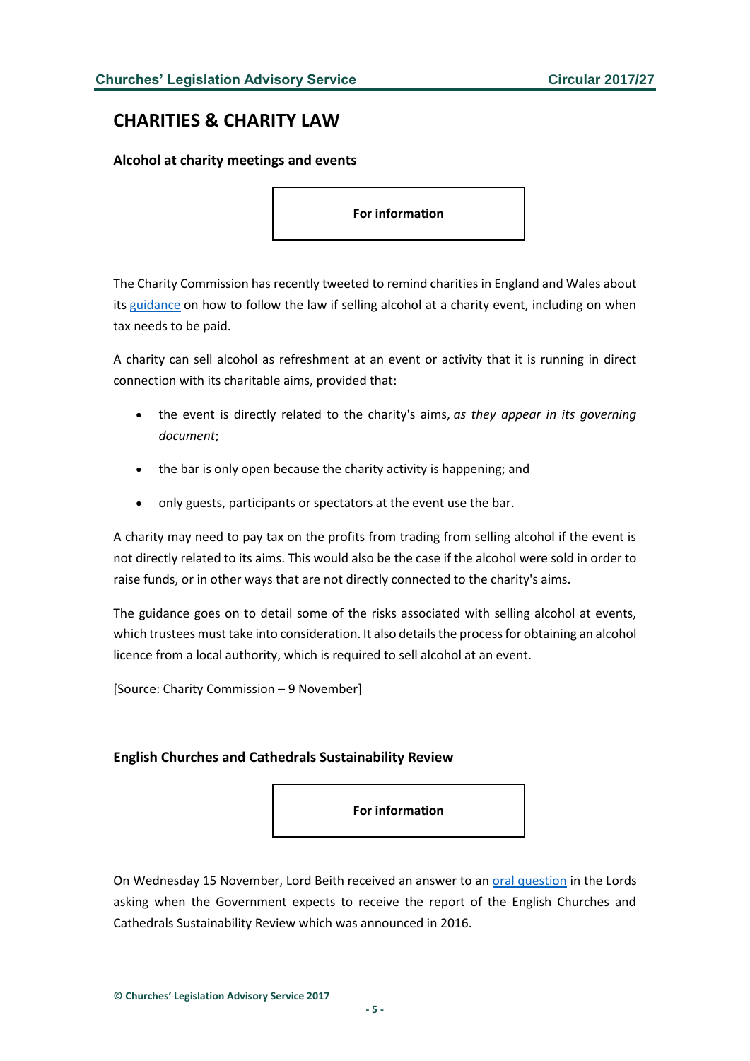## CHARITIES & CHARITY LAW

### Alcohol at charity meetings and events

**For information**

The Charity Commission has recently tweeted to remind charities in England and Wales about its guidance on how to follow the law if selling alcohol at a charity event, including on when tax needs to be paid.

A charity can sell alcohol as refreshment at an event or activity that it is running in direct connection with its charitable aims, provided that:

- the event is directly related to the charity's aims, *as they appear in its governing document*;
- the bar is only open because the charity activity is happening; and
- only guests, participants or spectators at the event use the bar.

A charity may need to pay tax on the profits from trading from selling alcohol if the event is not directly related to its aims. This would also be the case if the alcohol were sold in order to raise funds, or in other ways that are not directly connected to the charity's aims.

The guidance goes on to detail some of the risks associated with selling alcohol at events, which trustees must take into consideration. It also details the process for obtaining an alcohol licence from a local authority, which is required to sell alcohol at an event.

[Source: Charity Commission – 9 November]

### English Churches and Cathedrals Sustainability Review

**For information**

On Wednesday 15 November, Lord Beith received an answer to an oral question in the Lords asking when the Government expects to receive the report of the English Churches and Cathedrals Sustainability Review which was announced in 2016.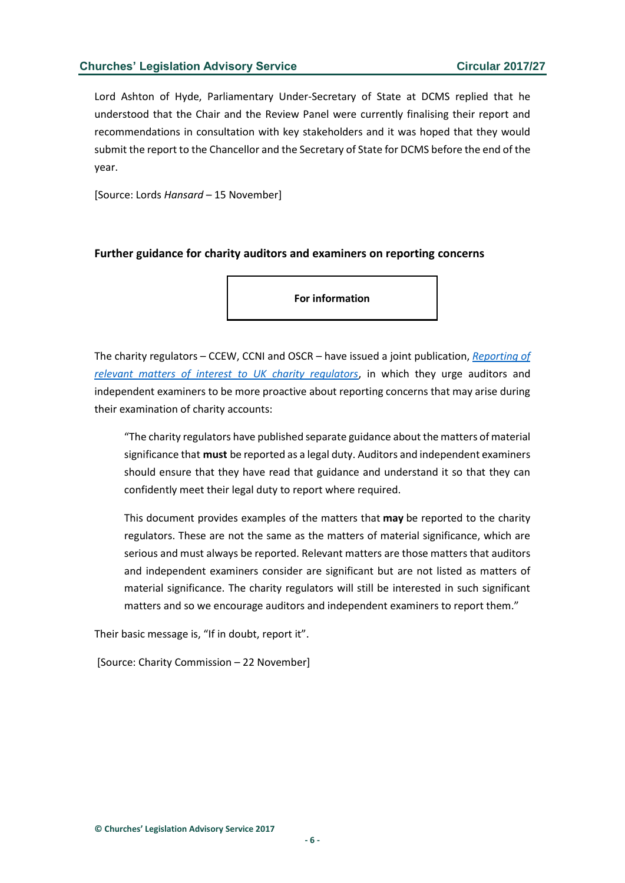Lord Ashton of Hyde, Parliamentary Under-Secretary of State at DCMS replied that he understood that the Chair and the Review Panel were currently finalising their report and recommendations in consultation with key stakeholders and it was hoped that they would submit the report to the Chancellor and the Secretary of State for DCMS before the end of the year.

[Source: Lords *Hansard* – 15 November]

### Further guidance for charity auditors and examiners on reporting concerns

**For information**

The charity regulators – CCEW, CCNI and OSCR – have issued a joint publication, *Reporting of relevant matters of interest to UK charity regulators*, in which they urge auditors and independent examiners to be more proactive about reporting concerns that may arise during their examination of charity accounts:

> "The charity regulators have published separate guidance about the matters of material significance that **must** be reported as a legal duty. Auditors and independent examiners should ensure that they have read that guidance and understand it so that they can confidently meet their legal duty to report where required.
>
> This document provides examples of the matters that **may** be reported to the charity regulators. These are not the same as the matters of material significance, which are serious and must always be reported. Relevant matters are those matters that auditors and independent examiners consider are significant but are not listed as matters of material significance. The charity regulators will still be interested in such significant matters and so we encourage auditors and independent examiners to report them."

Their basic message is, "If in doubt, report it".

[Source: Charity Commission – 22 November]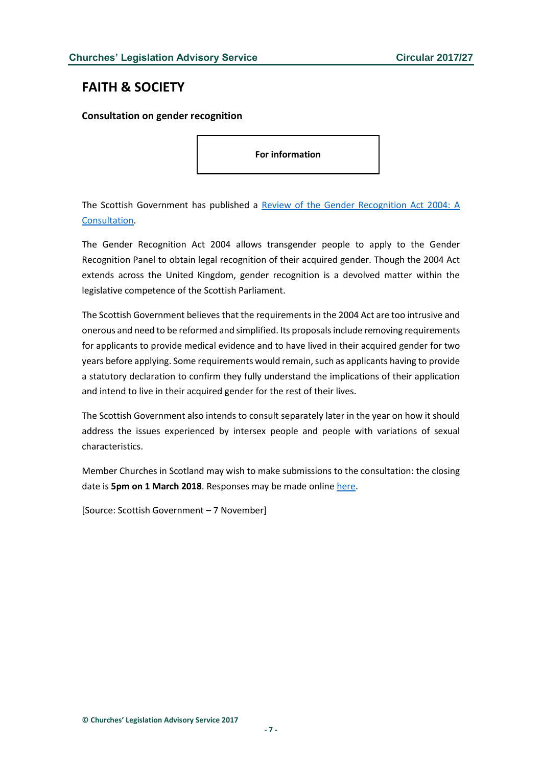## FAITH & SOCIETY

### Consultation on gender recognition

**For information**

The Scottish Government has published a Review of the Gender Recognition Act 2004: A Consultation.

The Gender Recognition Act 2004 allows transgender people to apply to the Gender Recognition Panel to obtain legal recognition of their acquired gender. Though the 2004 Act extends across the United Kingdom, gender recognition is a devolved matter within the legislative competence of the Scottish Parliament.

The Scottish Government believes that the requirements in the 2004 Act are too intrusive and onerous and need to be reformed and simplified. Its proposals include removing requirements for applicants to provide medical evidence and to have lived in their acquired gender for two years before applying. Some requirements would remain, such as applicants having to provide a statutory declaration to confirm they fully understand the implications of their application and intend to live in their acquired gender for the rest of their lives.

The Scottish Government also intends to consult separately later in the year on how it should address the issues experienced by intersex people and people with variations of sexual characteristics.

Member Churches in Scotland may wish to make submissions to the consultation: the closing date is **5pm on 1 March 2018**. Responses may be made online here.

[Source: Scottish Government – 7 November]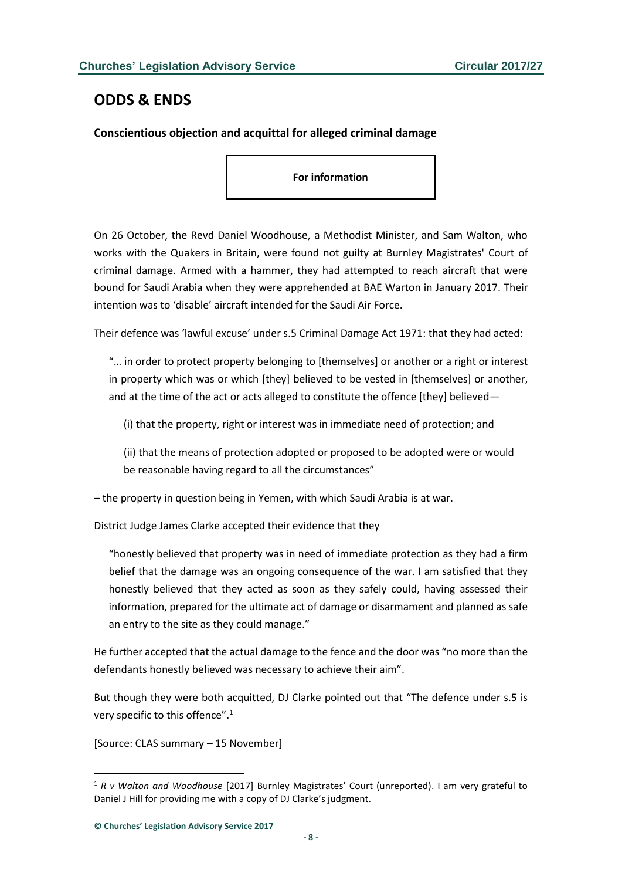## ODDS & ENDS

### Conscientious objection and acquittal for alleged criminal damage

**For information**

On 26 October, the Revd Daniel Woodhouse, a Methodist Minister, and Sam Walton, who works with the Quakers in Britain, were found not guilty at Burnley Magistrates' Court of criminal damage. Armed with a hammer, they had attempted to reach aircraft that were bound for Saudi Arabia when they were apprehended at BAE Warton in January 2017. Their intention was to 'disable' aircraft intended for the Saudi Air Force.

Their defence was 'lawful excuse' under s.5 Criminal Damage Act 1971: that they had acted:

> "… in order to protect property belonging to [themselves] or another or a right or interest in property which was or which [they] believed to be vested in [themselves] or another, and at the time of the act or acts alleged to constitute the offence [they] believed—
>
> (i) that the property, right or interest was in immediate need of protection; and
>
> (ii) that the means of protection adopted or proposed to be adopted were or would be reasonable having regard to all the circumstances"

– the property in question being in Yemen, with which Saudi Arabia is at war.

District Judge James Clarke accepted their evidence that they

> "honestly believed that property was in need of immediate protection as they had a firm belief that the damage was an ongoing consequence of the war. I am satisfied that they honestly believed that they acted as soon as they safely could, having assessed their information, prepared for the ultimate act of damage or disarmament and planned as safe an entry to the site as they could manage."

He further accepted that the actual damage to the fence and the door was "no more than the defendants honestly believed was necessary to achieve their aim".

But though they were both acquitted, DJ Clarke pointed out that "The defence under s.5 is very specific to this offence".[1]

[Source: CLAS summary – 15 November]

[1] *R v Walton and Woodhouse* [2017] Burnley Magistrates' Court (unreported). I am very grateful to Daniel J Hill for providing me with a copy of DJ Clarke's judgment.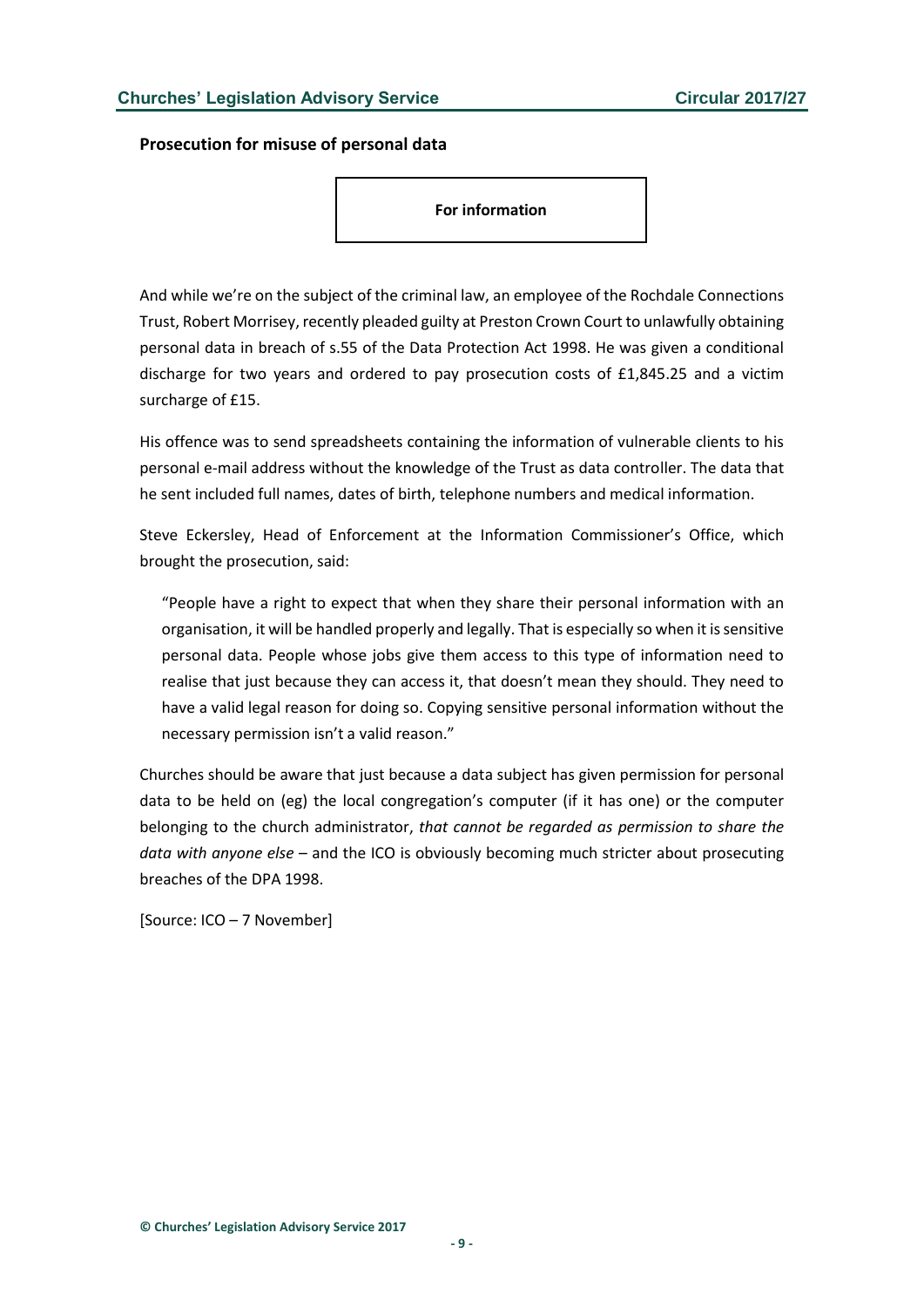## Prosecution for misuse of personal data

**For information**

And while we're on the subject of the criminal law, an employee of the Rochdale Connections Trust, Robert Morrisey, recently pleaded guilty at Preston Crown Court to unlawfully obtaining personal data in breach of s.55 of the Data Protection Act 1998. He was given a conditional discharge for two years and ordered to pay prosecution costs of £1,845.25 and a victim surcharge of £15.

His offence was to send spreadsheets containing the information of vulnerable clients to his personal e-mail address without the knowledge of the Trust as data controller. The data that he sent included full names, dates of birth, telephone numbers and medical information.

Steve Eckersley, Head of Enforcement at the Information Commissioner's Office, which brought the prosecution, said:

> "People have a right to expect that when they share their personal information with an organisation, it will be handled properly and legally. That is especially so when it is sensitive personal data. People whose jobs give them access to this type of information need to realise that just because they can access it, that doesn't mean they should. They need to have a valid legal reason for doing so. Copying sensitive personal information without the necessary permission isn't a valid reason."

Churches should be aware that just because a data subject has given permission for personal data to be held on (eg) the local congregation's computer (if it has one) or the computer belonging to the church administrator, *that cannot be regarded as permission to share the data with anyone else* – and the ICO is obviously becoming much stricter about prosecuting breaches of the DPA 1998.

[Source: ICO – 7 November]